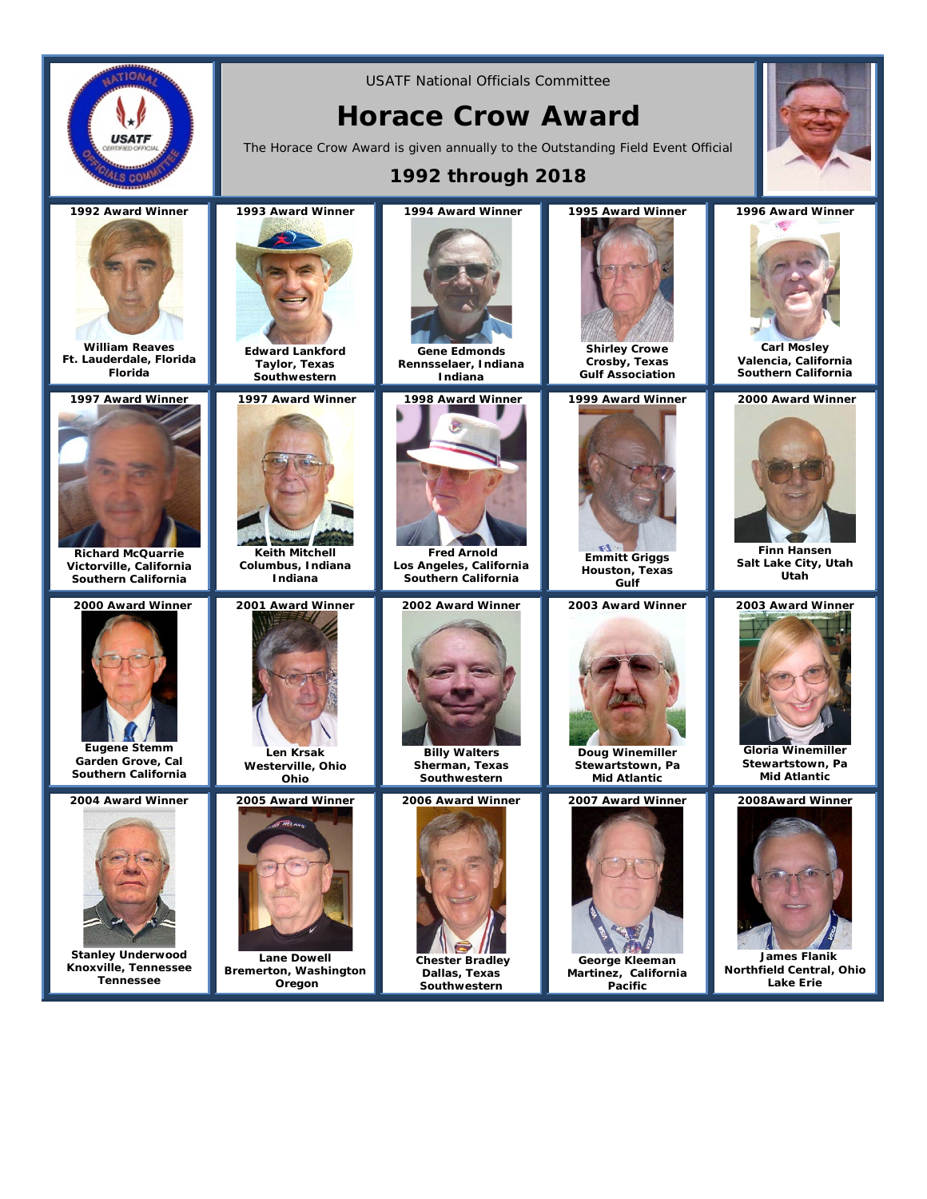USATF National Officials Committee

# Horace Crow Award

The Horace Crow Award is given annually to the Outstanding Field Event Official

## 1992 through 2018

| | | | | |
|---|---|---|---|---|
| **1992 Award Winner**<br>**William Reaves**<br>**Ft. Lauderdale, Florida**<br>**Florida** | **1993 Award Winner**<br>**Edward Lankford**<br>**Taylor, Texas**<br>**Southwestern** | **1994 Award Winner**<br>**Gene Edmonds**<br>**Rennsselaer, Indiana**<br>**Indiana** | **1995 Award Winner**<br>**Shirley Crowe**<br>**Crosby, Texas**<br>**Gulf Association** | **1996 Award Winner**<br>**Carl Mosley**<br>**Valencia, California**<br>**Southern California** |
| **1997 Award Winner**<br>**Richard McQuarrie**<br>**Victorville, California**<br>**Southern California** | **1997 Award Winner**<br>**Keith Mitchell**<br>**Columbus, Indiana**<br>**Indiana** | **1998 Award Winner**<br>**Fred Arnold**<br>**Los Angeles, California**<br>**Southern California** | **1999 Award Winner**<br>**Emmitt Griggs**<br>**Houston, Texas**<br>**Gulf** | **2000 Award Winner**<br>**Finn Hansen**<br>**Salt Lake City, Utah**<br>**Utah** |
| **2000 Award Winner**<br>**Eugene Stemm**<br>**Garden Grove, Cal**<br>**Southern California** | **2001 Award Winner**<br>**Len Krsak**<br>**Westerville, Ohio**<br>**Ohio** | **2002 Award Winner**<br>**Billy Walters**<br>**Sherman, Texas**<br>**Southwestern** | **2003 Award Winner**<br>**Doug Winemiller**<br>**Stewartstown, Pa**<br>**Mid Atlantic** | **2003 Award Winner**<br>**Gloria Winemiller**<br>**Stewartstown, Pa**<br>**Mid Atlantic** |
| **2004 Award Winner**<br>**Stanley Underwood**<br>**Knoxville, Tennessee**<br>**Tennessee** | **2005 Award Winner**<br>**Lane Dowell**<br>**Bremerton, Washington**<br>**Oregon** | **2006 Award Winner**<br>**Chester Bradley**<br>**Dallas, Texas**<br>**Southwestern** | **2007 Award Winner**<br>**George Kleeman**<br>**Martinez, California**<br>**Pacific** | **2008Award Winner**<br>**James Flanik**<br>**Northfield Central, Ohio**<br>**Lake Erie** |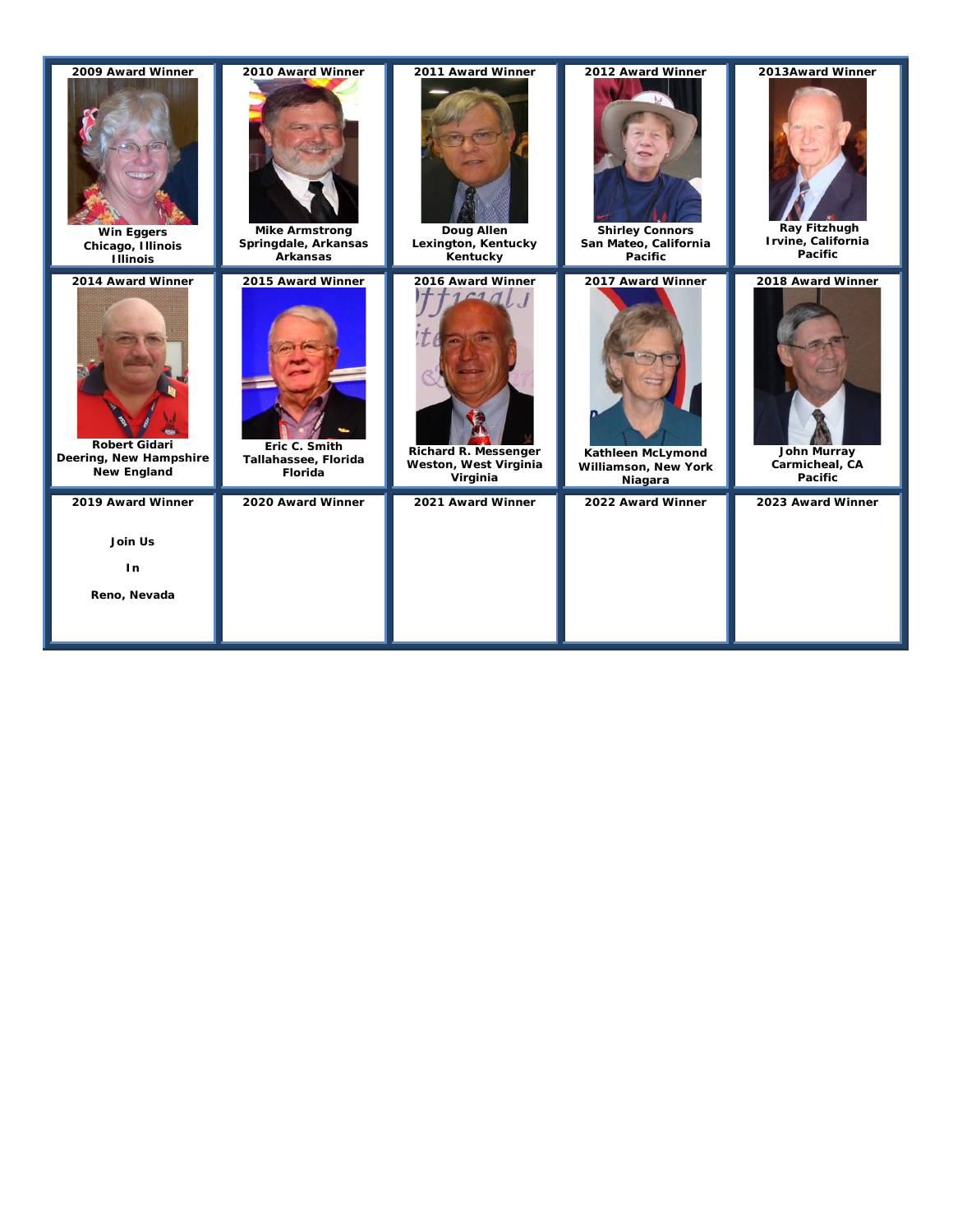| | | | | |
|---|---|---|---|---|
| 2009 Award Winner<br>Win Eggers<br>Chicago, Illinois<br>Illinois | 2010 Award Winner<br>Mike Armstrong<br>Springdale, Arkansas<br>Arkansas | 2011 Award Winner<br>Doug Allen<br>Lexington, Kentucky<br>Kentucky | 2012 Award Winner<br>Shirley Connors<br>San Mateo, California<br>Pacific | 2013Award Winner<br>Ray Fitzhugh<br>Irvine, California<br>Pacific |
| 2014 Award Winner<br>Robert Gidari<br>Deering, New Hampshire<br>New England | 2015 Award Winner<br>Eric C. Smith<br>Tallahassee, Florida<br>Florida | 2016 Award Winner<br>Richard R. Messenger<br>Weston, West Virginia<br>Virginia | 2017 Award Winner<br>Kathleen McLymond<br>Williamson, New York<br>Niagara | 2018 Award Winner<br>John Murray<br>Carmicheal, CA<br>Pacific |
| 2019 Award Winner<br>Join Us<br>In<br>Reno, Nevada | 2020 Award Winner | 2021 Award Winner | 2022 Award Winner | 2023 Award Winner |